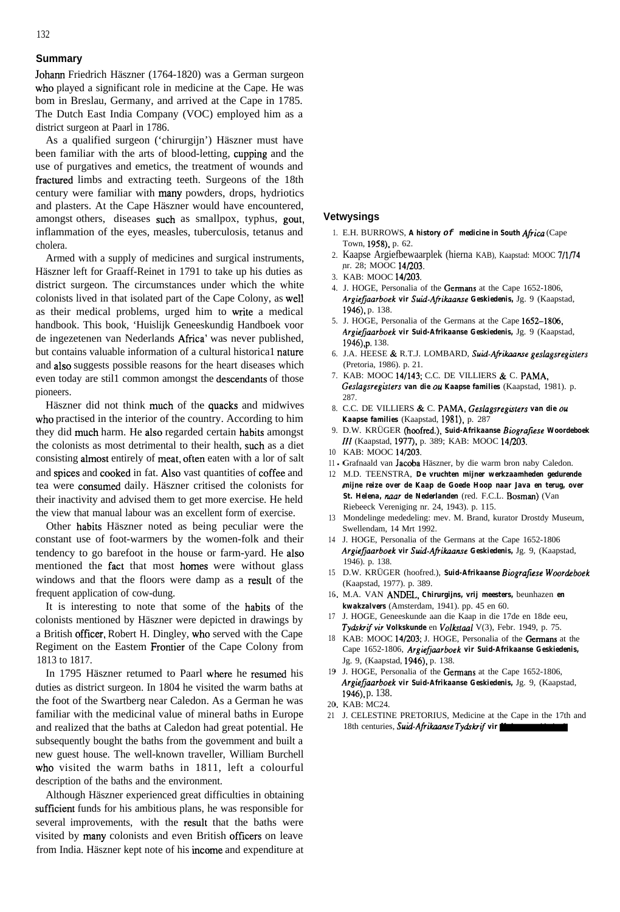## Summary

Johann Friedrich Häszner (1764-1820) was a German surgeon who played a significant role in medicine at the Cape. He was bom in Breslau, Germany, and arrived at the Cape in 1785. The Dutch East India Company (VOC) employed him as a district surgeon at Paarl in 1786.

As a qualified surgeon ('chirurgijn') Häszner must have been familiar with the arts of blood-letting, cupping and the use of purgatives and emetics, the treatment of wounds and fractured limbs and extracting teeth. Surgeons of the 18th century were familiar with many powders, drops, hydriotics and plasters. At the Cape Häszner would have encountered, amongst others, diseases such as smallpox, typhus, gout, inflammation of the eyes, measles, tuberculosis, tetanus and cholera.

Armed with a supply of medicines and surgical instruments, Häszner left for Graaff-Reinet in 1791 to take up his duties as district surgeon. The circumstances under which the white colonists lived in that isolated part of the Cape Colony, as well as their medical problems, urged him to write a medical handbook. This book, 'Huislijk Geneeskundig Handboek voor de ingezetenen van Nederlands Africa' was never published, but contains valuable information of a cultural historica1 nature and also suggests possible reasons for the heart diseases which even today are stil1 common amongst the descendants of those pioneers.

Häszner did not think much of the quacks and midwives who practised in the interior of the country. According to him they did much harm. He also regarded certain habits amongst the colonists as most detrimental to their health, such as a diet consisting almost entirely of meat, often eaten with a lor of salt and spices and cooked in fat. Also vast quantities of coffee and tea were consumed daily. Häszner critised the colonists for their inactivity and advised them to get more exercise. He held the view that manual labour was an excellent form of exercise.

Other habits Häszner noted as being peculiar were the constant use of foot-warmers by the women-folk and their tendency to go barefoot in the house or farm-yard. He also mentioned the fact that most homes were without glass windows and that the floors were damp as a result of the frequent application of cow-dung.

It is interesting to note that some of the habits of the colonists mentioned by Häszner were depicted in drawings by a British officer, Robert H. Dingley, who served with the Cape Regiment on the Eastern Frontier of the Cape Colony from 1813 to 1817.

In 1795 Häszner retumed to Paarl where he resumed his duties as district surgeon. In 1804 he visited the warm baths at the foot of the Swartberg near Caledon. As a German he was familiar with the medicinal value of mineral baths in Europe and realized that the baths at Caledon had great potential. He subsequently bought the baths from the govemment and built a new guest house. The well-known traveller, William Burchell who visited the warm baths in 1811, left a colourful description of the baths and the environment.

Although Häszner experienced great difficulties in obtaining sufficient funds for his ambitious plans, he was responsible for several improvements, with the result that the baths were visited by many colonists and even British officers on leave from India. Häszner kept note of his income and expenditure at

## Vetwysings

1. E.H. BURROWS, **A history of medicine in South** *Africa* (Cape Town, 1958), p. 62.
2. Kaapse Argiefbewaarplek (hierna KAB), Kaapstad: MOOC 7/1/74 nr. 28; MOOC 14/203.
3. KAB: MOOC 14/203.
4. J. HOGE, Personalia of the Germans at the Cape 1652-1806, *Argiefjaarboek* **vir** *Suid-Afrikaanse* **Geskiedenis,** Jg. 9 (Kaapstad, 1946), p. 138.
5. J. HOGE, Personalia of the Germans at the Cape 1652–1806, *Argiefjaarboek* **vir Suid-Afrikaanse Geskiedenis,** Jg. 9 (Kaapstad, 1946),p. 138.
6. J.A. HEESE & R.T.J. LOMBARD, *Suid-Afrikaanse geslagsregisters* (Pretoria, 1986). p. 21.
7. KAB: MOOC 14/143; C.C. DE VILLIERS & C. PAMA, *Geslagsregisters* **van die** *ou* **Kaapse families** (Kaapstad, 1981). p. 287.
8. C.C. DE VILLIERS & C. PAMA, *Geslagsregisters* **van die** *ou* **Kaapse families** (Kaapstad, 1981), p. 287
9. D.W. KRÜGER (hoofred.), **Suid-Afrikaanse** *Biografiese* **Woordeboek** *III* (Kaapstad, 1977), p. 389; KAB: MOOC 14/203.
10. KAB: MOOC 14/203.
11. Grafnaald van Jacoba Häszner, by die warm bron naby Caledon.
12. M.D. TEENSTRA, **De vruchten mijner werkzaamheden gedurende mijne reize over de Kaap de Goede Hoop naar Java en terug, over St. Helena,** *naar* **de Nederlanden** (red. F.C.L. Bosman) (Van Riebeeck Vereniging nr. 24, 1943). p. 115.
13. Mondelinge mededeling: mev. M. Brand, kurator Drostdy Museum, Swellendam, 14 Mrt 1992.
14. J. HOGE, Personalia of the Germans at the Cape 1652-1806 *Argiefjaarboek* **vir** *Suid-Afrikaanse* **Geskiedenis,** Jg. 9, (Kaapstad, 1946). p. 138.
15. D.W. KRÜGER (hoofred.), **Suid-Afrikaanse** *Biografiese Woordeboek* (Kaapstad, 1977). p. 389.
16. M.A. VAN ANDEL, **Chirurgijns, vrij meesters,** beunhazen **en kwakzalvers** (Amsterdam, 1941). pp. 45 en 60.
17. J. HOGE, Geneeskunde aan die Kaap in die 17de en 18de eeu, *Tydskrif vir* **Volkskunde** en *Volkstaal* V(3), Febr. 1949, p. 75.
18. KAB: MOOC 14/203; J. HOGE, Personalia of the Germans at the Cape 1652-1806, *Argiefjaarboek* **vir Suid-Afrikaanse Geskiedenis,** Jg. 9, (Kaapstad, 1946), p. 138.
19. J. HOGE, Personalia of the Germans at the Cape 1652-1806, *Argiefjaarboek* **vir Suid-Afrikaanse Geskiedenis,** Jg. 9, (Kaapstad, 1946), p. 138.
20. KAB: MC24.
21. J. CELESTINE PRETORIUS, Medicine at the Cape in the 17th and 18th centuries, *Suid-Afrikaanse Tydskrif* **vir**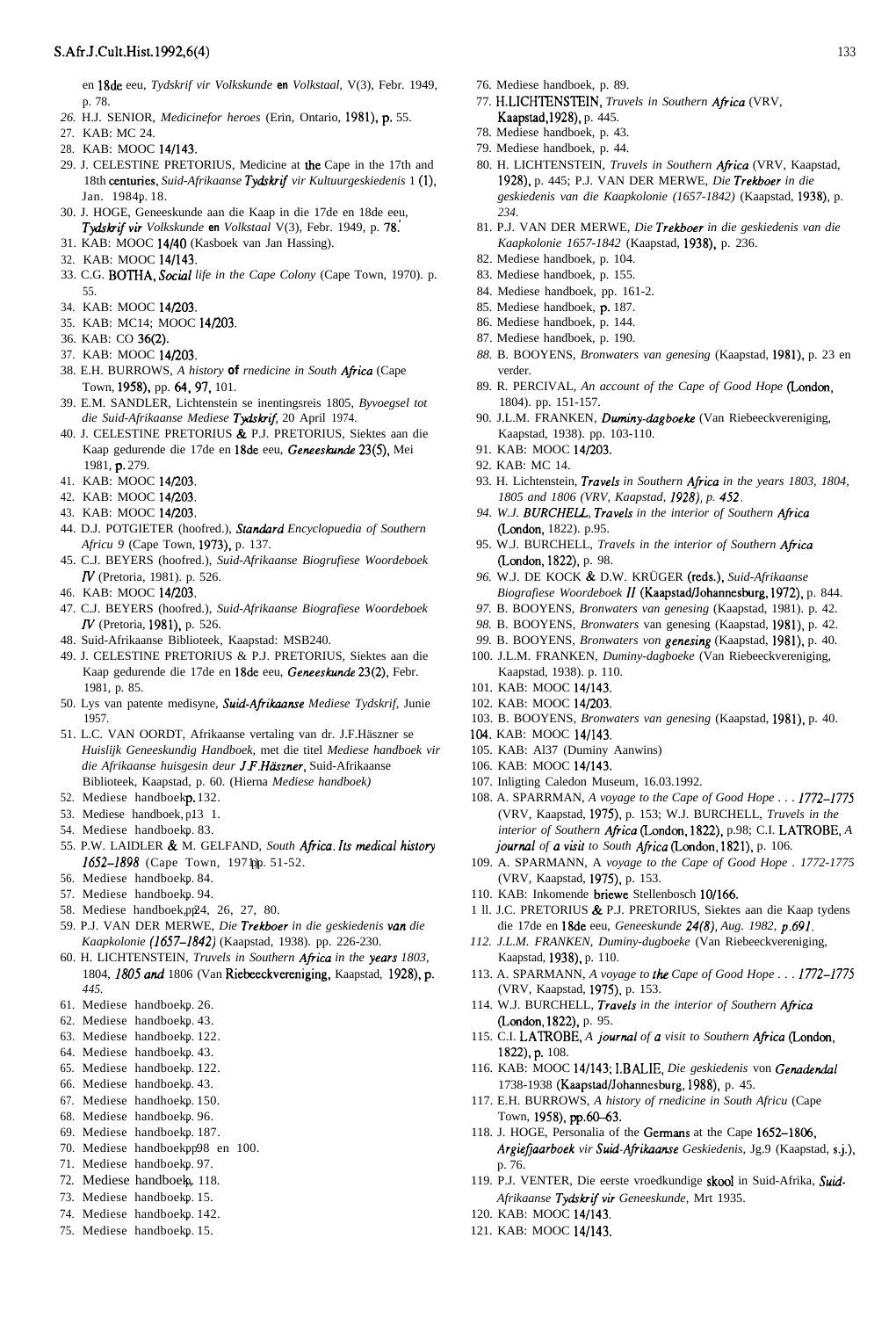en 18de eeu, *Tydskrif vir Volkskunde en Volkstaal,* V(3), Febr. 1949, p. 78.

26. H.J. SENIOR, *Medicinefor heroes* (Erin, Ontario, 1981), p. 55.
27. KAB: MC 24.
28. KAB: MOOC 14/143.
29. J. CELESTINE PRETORIUS, Medicine at the Cape in the 17th and 18th centuries, *Suid-Afrikaanse Tydskrif vir Kultuurgeskiedenis* 1 (1), Jan. 1984p. 18.
30. J. HOGE, Geneeskunde aan die Kaap in die 17de en 18de eeu, *Tydskrif vir Volkskunde en Volkstaal* V(3), Febr. 1949, p. 78.
31. KAB: MOOC 14/40 (Kasboek van Jan Hassing).
32. KAB: MOOC 14/143.
33. C.G. BOTHA, *Social life in the Cape Colony* (Cape Town, 1970). p. 55.
34. KAB: MOOC 14/203.
35. KAB: MC14; MOOC 14/203.
36. KAB: CO 36(2).
37. KAB: MOOC 14/203.
38. E.H. BURROWS, *A history of rnedicine in South Africa* (Cape Town, 1958), pp. 64, 97, 101.
39. E.M. SANDLER, Lichtenstein se inentingsreis 1805, *Byvoegsel tot die Suid-Afrikaanse Mediese Tydskrif,* 20 April 1974.
40. J. CELESTINE PRETORIUS & P.J. PRETORIUS, Siektes aan die Kaap gedurende die 17de en 18de eeu, *Geneeskunde 23(5),* Mei 1981, p. 279.
41. KAB: MOOC 14/203.
42. KAB: MOOC 14/203.
43. KAB: MOOC 14/203.
44. D.J. POTGIETER (hoofred.), *Standard Encyclopaedia of Southern Africu 9* (Cape Town, 1973), p. 137.
45. C.J. BEYERS (hoofred.), *Suid-Afrikaanse Biogrufiese Woordeboek IV* (Pretoria, 1981). p. 526.
46. KAB: MOOC 14/203.
47. C.J. BEYERS (hoofred.), *Suid-Afrikaanse Biografiese Woordeboek IV* (Pretoria, 1981), p. 526.
48. Suid-Afrikaanse Biblioteek, Kaapstad: MSB240.
49. J. CELESTINE PRETORIUS & P.J. PRETORIUS, Siektes aan die Kaap gedurende die 17de en 18de eeu, *Geneeskunde 23(2),* Febr. 1981, p. 85.
50. Lys van patente medisyne, *Suid-Afrikaanse Mediese Tydskrif,* Junie 1957.
51. L.C. VAN OORDT, Afrikaanse vertaling van dr. J.F.Häszner se *Huislijk Geneeskundig Handboek,* met die titel *Mediese handboek vir die Afrikaanse huisgesin deur J.F.Häszner,* Suid-Afrikaanse Biblioteek, Kaapstad, p. 60. (Hierna *Mediese handboek)*
52. Mediese handboek p. 132.
53. Mediese handboek, p13 1.
54. Mediese handboek p. 83.
55. P.W. LAIDLER & M. GELFAND, *South Africa. Its medical history 1652–1898* (Cape Town, 1971) pp. 51-52.
56. Mediese handboek p. 84.
57. Mediese handboek p. 94.
58. Mediese handboek, pp 24, 26, 27, 80.
59. P.J. VAN DER MERWE, *Die Trekboer in die geskiedenis van die Kaapkolonie (1657–1842)* (Kaapstad, 1938). pp. 226-230.
60. H. LICHTENSTEIN, *Truvels in Southern Africa in the years 1803,* 1804, *1805 and* 1806 (Van Riebeeckvereniging, Kaapstad, 1928), p. *445.*
61. Mediese handboek p. 26.
62. Mediese handboek p. 43.
63. Mediese handboek p. 122.
64. Mediese handboek p. 43.
65. Mediese handboek p. 122.
66. Mediese handboek p. 43.
67. Mediese handhoek p. 150.
68. Mediese handboek p. 96.
69. Mediese handboek p. 187.
70. Mediese handboek pp 98 en 100.
71. Mediese handboek p. 97.
72. Mediese handboek p. 118.
73. Mediese handboek p. 15.
74. Mediese handboek p. 142.
75. Mediese handboek p. 15.
76. Mediese handboek, p. 89.
77. H.LICHTENSTEIN, *Truvels in Southern Africa* (VRV, Kaapstad,1928), p. 445.
78. Mediese handboek, p. 43.
79. Mediese handboek, p. 44.
80. H. LICHTENSTEIN, *Truvels in Southern Africa* (VRV, Kaapstad, 1928), p. 445; P.J. VAN DER MERWE, *Die Trekboer in die geskiedenis van die Kaapkolonie (1657-1842)* (Kaapstad, 1938), p. *234.*
81. P.J. VAN DER MERWE, *Die Trekboer in die geskiedenis van die Kaapkolonie 1657-1842* (Kaapstad, 1938), p. 236.
82. Mediese handboek, p. 104.
83. Mediese handboek, p. 155.
84. Mediese handboek, pp. 161-2.
85. Mediese handboek, p. 187.
86. Mediese handboek, p. 144.
87. Mediese handboek, p. 190.
88. B. BOOYENS, *Bronwaters van genesing* (Kaapstad, 1981), p. 23 en verder.
89. R. PERCIVAL, *An account of the Cape of Good Hope* (London, 1804). pp. 151-157.
90. J.L.M. FRANKEN, *Duminy-dagboeke* (Van Riebeeckvereniging, Kaapstad, 1938). pp. 103-110.
91. KAB: MOOC 14/203.
92. KAB: MC 14.
93. H. Lichtenstein, *Travels in Southern Africa in the years 1803, 1804, 1805 and 1806 (VRV, Kaapstad, 1928), p. 452.*
94. *W.J. BURCHELL, Travels in the interior of Southern Africa* (London, 1822). p.95.
95. W.J. BURCHELL, *Travels in the interior of Southern Africa* (London, 1822), p. 98.
96. W.J. DE KOCK & D.W. KRÜGER (reds.), *Suid-Afrikaanse Biografiese Woordeboek II* (Kaapstad/Johannesburg, 1972), p. 844.
97. B. BOOYENS, *Bronwaters van genesing* (Kaapstad, 1981). p. 42.
98. B. BOOYENS, *Bronwaters* van genesing (Kaapstad, 1981), p. 42.
99. B. BOOYENS, *Bronwaters von genesing* (Kaapstad, 1981), p. 40.
100. J.L.M. FRANKEN, *Duminy-dagboeke* (Van Riebeeckvereniging, Kaapstad, 1938). p. 110.
101. KAB: MOOC 14/143.
102. KAB: MOOC 14/203.
103. B. BOOYENS, *Bronwaters van genesing* (Kaapstad, 1981), p. 40.
104. KAB: MOOC 14/143.
105. KAB: Al37 (Duminy Aanwins)
106. KAB: MOOC 14/143.
107. Inligting Caledon Museum, 16.03.1992.
108. A. SPARRMAN, *A voyage to the Cape of Good Hope . . . 1772–1775* (VRV, Kaapstad, 1975), p. 153; W.J. BURCHELL, *Travels in the interior of Southern Africa* (London, 1822), p.98; C.I. LATROBE, *A journal of a visit to South Africa* (London, 1821), p. 106.
109. A. SPARMANN, A *voyage to the Cape of Good Hope . 1772-1775* (VRV, Kaapstad, 1975), p. 153.
110. KAB: Inkomende briewe Stellenbosch 10/166.
111. J.C. PRETORIUS & P.J. PRETORIUS, Siektes aan die Kaap tydens die 17de en 18de eeu, *Geneeskunde 24(8), Aug. 1982, p.691.*
112. *J.L.M. FRANKEN, Duminy-dugboeke* (Van Riebeeckvereniging, Kaapstad, 1938), p. 110.
113. A. SPARMANN, *A voyage to the Cape of Good Hope . . . 1772–1775* (VRV, Kaapstad, 1975), p. 153.
114. W.J. BURCHELL, *Travels in the interior of Southern Africa* (London, 1822), p. 95.
115. C.I. LATROBE, *A journal of a visit to Southern Africa* (London, 1822), p. 108.
116. KAB: MOOC 14/143; I.BALIE, *Die geskiedenis* von *Genadendal* 1738-1938 (Kaapstad/Johannesburg, 1988), p. 45.
117. E.H. BURROWS, *A history of rnedicine in South Africu* (Cape Town, 1958), pp.60–63.
118. J. HOGE, Personalia of the Germans at the Cape 1652–1806, *Argiefjaarboek vir Suid-Afrikaanse Geskiedenis,* Jg.9 (Kaapstad, s.j.), p. 76.
119. P.J. VENTER, Die eerste vroedkundige skool in Suid-Afrika, *Suid-Afrikaanse Tydskrif vir Geneeskunde,* Mrt 1935.
120. KAB: MOOC 14/143.
121. KAB: MOOC 14/143.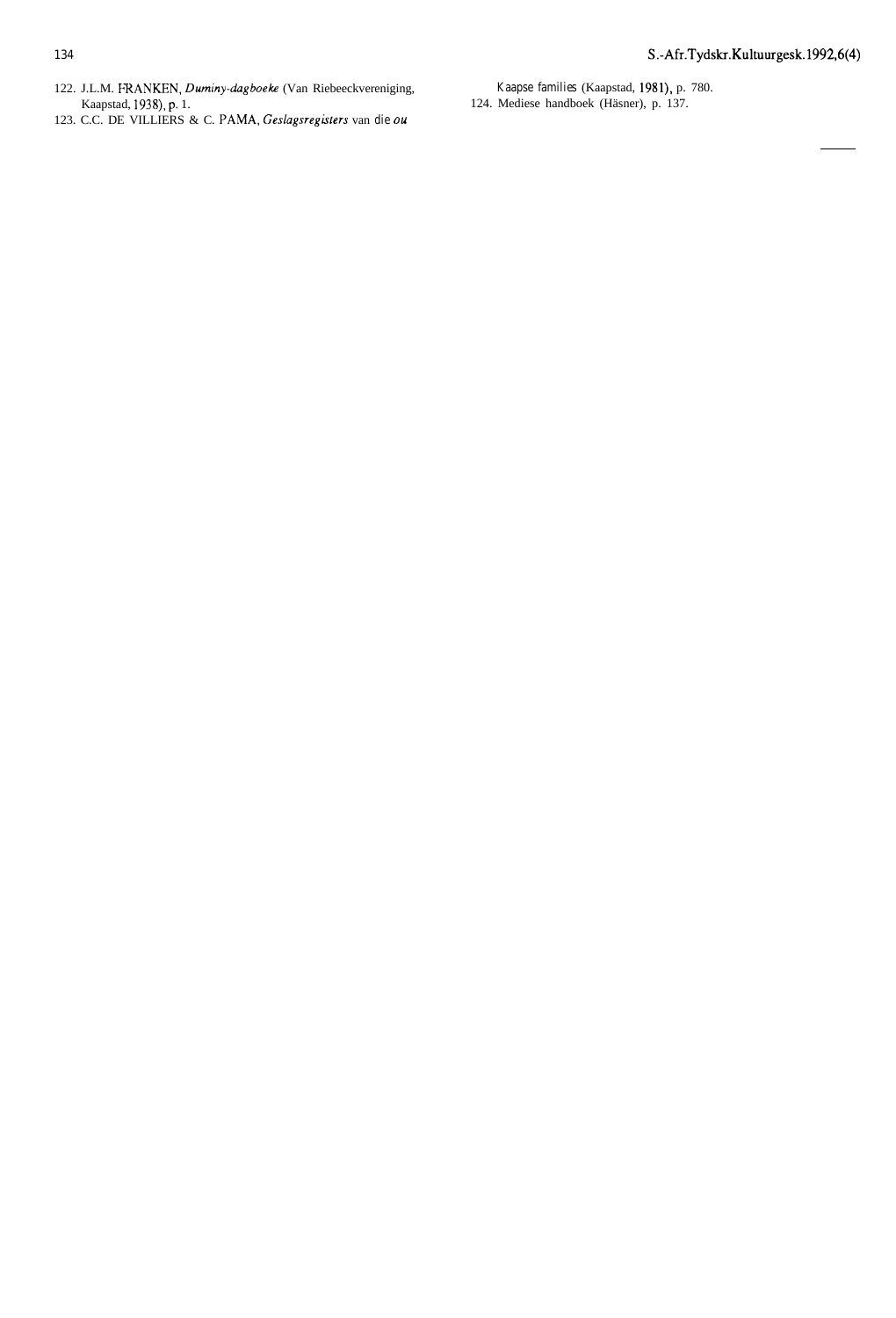122. J.L.M. FRANKEN, *Duminy-dagboeke* (Van Riebeeckvereniging, Kaapstad, 1938), p. 1.

123. C.C. DE VILLIERS & C. PAMA, *Geslagsregisters van die ou Kaapse families* (Kaapstad, 1981), p. 780.

124. Mediese handboek (Häsner), p. 137.